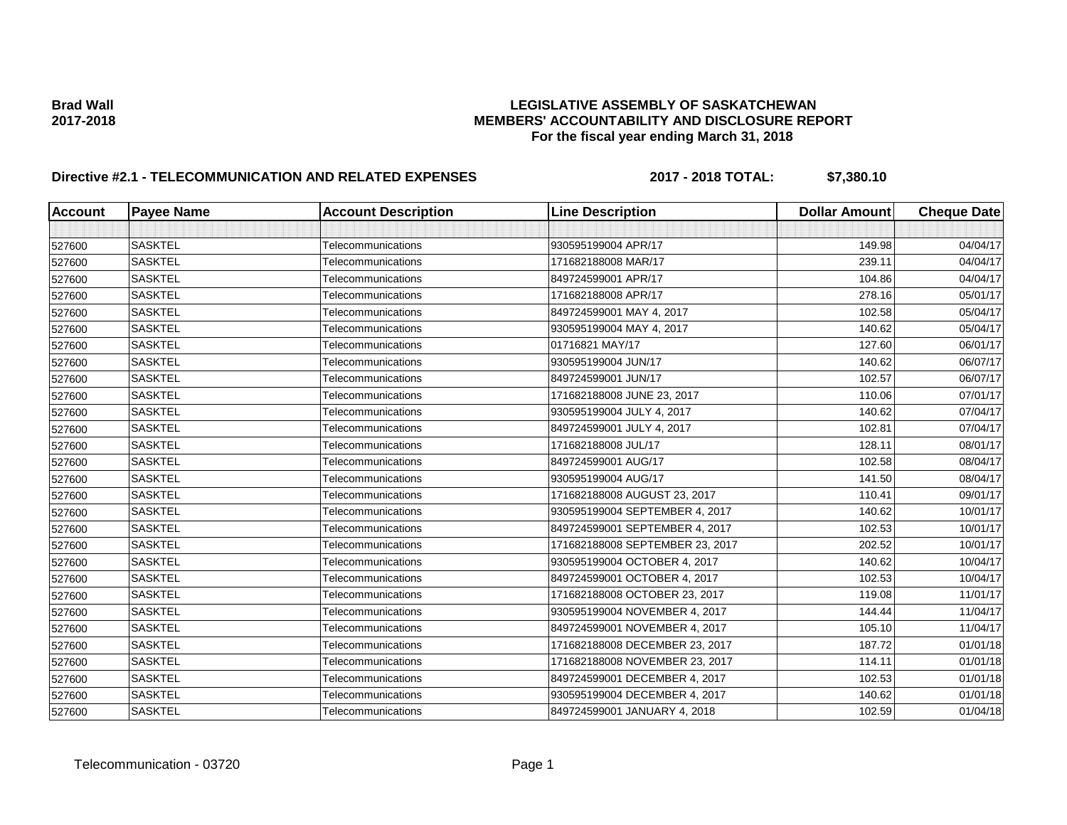**Brad Wall**
**2017-2018**

# LEGISLATIVE ASSEMBLY OF SASKATCHEWAN
## MEMBERS' ACCOUNTABILITY AND DISCLOSURE REPORT
### For the fiscal year ending March 31, 2018

**Directive #2.1 - TELECOMMUNICATION AND RELATED EXPENSES** **2017 - 2018 TOTAL: $7,380.10**

| Account | Payee Name | Account Description | Line Description | Dollar Amount | Cheque Date |
|---|---|---|---|---|---|
| | | | | | |
| 527600 | SASKTEL | Telecommunications | 930595199004 APR/17 | 149.98 | 04/04/17 |
| 527600 | SASKTEL | Telecommunications | 171682188008 MAR/17 | 239.11 | 04/04/17 |
| 527600 | SASKTEL | Telecommunications | 849724599001 APR/17 | 104.86 | 04/04/17 |
| 527600 | SASKTEL | Telecommunications | 171682188008 APR/17 | 278.16 | 05/01/17 |
| 527600 | SASKTEL | Telecommunications | 849724599001 MAY 4, 2017 | 102.58 | 05/04/17 |
| 527600 | SASKTEL | Telecommunications | 930595199004 MAY 4, 2017 | 140.62 | 05/04/17 |
| 527600 | SASKTEL | Telecommunications | 01716821 MAY/17 | 127.60 | 06/01/17 |
| 527600 | SASKTEL | Telecommunications | 930595199004 JUN/17 | 140.62 | 06/07/17 |
| 527600 | SASKTEL | Telecommunications | 849724599001 JUN/17 | 102.57 | 06/07/17 |
| 527600 | SASKTEL | Telecommunications | 171682188008 JUNE 23, 2017 | 110.06 | 07/01/17 |
| 527600 | SASKTEL | Telecommunications | 930595199004 JULY 4, 2017 | 140.62 | 07/04/17 |
| 527600 | SASKTEL | Telecommunications | 849724599001 JULY 4, 2017 | 102.81 | 07/04/17 |
| 527600 | SASKTEL | Telecommunications | 171682188008 JUL/17 | 128.11 | 08/01/17 |
| 527600 | SASKTEL | Telecommunications | 849724599001 AUG/17 | 102.58 | 08/04/17 |
| 527600 | SASKTEL | Telecommunications | 930595199004 AUG/17 | 141.50 | 08/04/17 |
| 527600 | SASKTEL | Telecommunications | 171682188008 AUGUST 23, 2017 | 110.41 | 09/01/17 |
| 527600 | SASKTEL | Telecommunications | 930595199004 SEPTEMBER 4, 2017 | 140.62 | 10/01/17 |
| 527600 | SASKTEL | Telecommunications | 849724599001 SEPTEMBER 4, 2017 | 102.53 | 10/01/17 |
| 527600 | SASKTEL | Telecommunications | 171682188008 SEPTEMBER 23, 2017 | 202.52 | 10/01/17 |
| 527600 | SASKTEL | Telecommunications | 930595199004 OCTOBER 4, 2017 | 140.62 | 10/04/17 |
| 527600 | SASKTEL | Telecommunications | 849724599001 OCTOBER 4, 2017 | 102.53 | 10/04/17 |
| 527600 | SASKTEL | Telecommunications | 171682188008 OCTOBER 23, 2017 | 119.08 | 11/01/17 |
| 527600 | SASKTEL | Telecommunications | 930595199004 NOVEMBER 4, 2017 | 144.44 | 11/04/17 |
| 527600 | SASKTEL | Telecommunications | 849724599001 NOVEMBER 4, 2017 | 105.10 | 11/04/17 |
| 527600 | SASKTEL | Telecommunications | 171682188008 DECEMBER 23, 2017 | 187.72 | 01/01/18 |
| 527600 | SASKTEL | Telecommunications | 171682188008 NOVEMBER 23, 2017 | 114.11 | 01/01/18 |
| 527600 | SASKTEL | Telecommunications | 849724599001 DECEMBER 4, 2017 | 102.53 | 01/01/18 |
| 527600 | SASKTEL | Telecommunications | 930595199004 DECEMBER 4, 2017 | 140.62 | 01/01/18 |
| 527600 | SASKTEL | Telecommunications | 849724599001 JANUARY 4, 2018 | 102.59 | 01/04/18 |

Telecommunication - 03720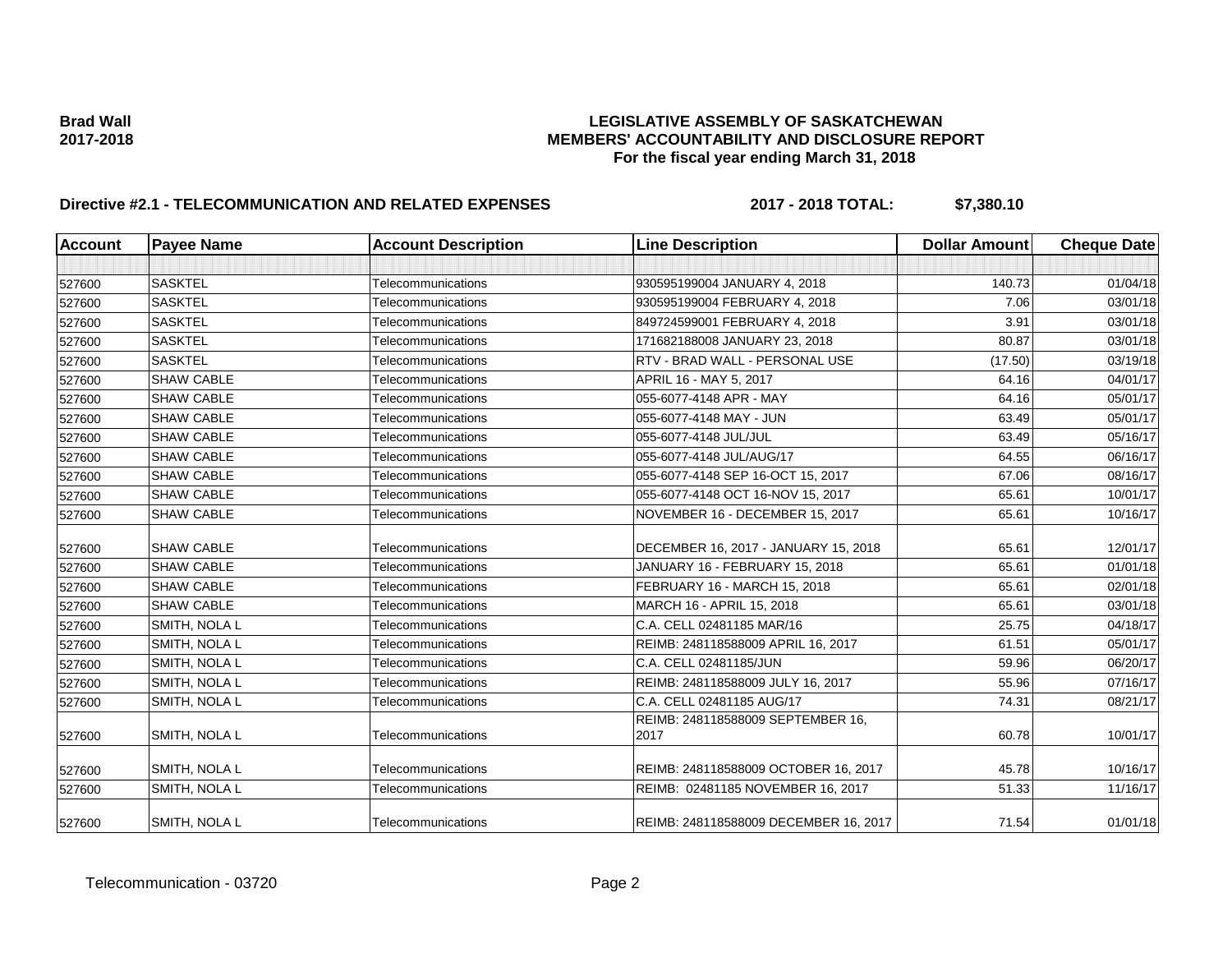**Brad Wall**
**2017-2018**

**LEGISLATIVE ASSEMBLY OF SASKATCHEWAN**
**MEMBERS' ACCOUNTABILITY AND DISCLOSURE REPORT**
**For the fiscal year ending March 31, 2018**

**Directive #2.1 - TELECOMMUNICATION AND RELATED EXPENSES** **2017 - 2018 TOTAL: $7,380.10**

| Account | Payee Name | Account Description | Line Description | Dollar Amount | Cheque Date |
|---|---|---|---|---|---|
| | | | | | |
| 527600 | SASKTEL | Telecommunications | 930595199004 JANUARY 4, 2018 | 140.73 | 01/04/18 |
| 527600 | SASKTEL | Telecommunications | 930595199004 FEBRUARY 4, 2018 | 7.06 | 03/01/18 |
| 527600 | SASKTEL | Telecommunications | 849724599001 FEBRUARY 4, 2018 | 3.91 | 03/01/18 |
| 527600 | SASKTEL | Telecommunications | 171682188008 JANUARY 23, 2018 | 80.87 | 03/01/18 |
| 527600 | SASKTEL | Telecommunications | RTV - BRAD WALL - PERSONAL USE | (17.50) | 03/19/18 |
| 527600 | SHAW CABLE | Telecommunications | APRIL 16 - MAY 5, 2017 | 64.16 | 04/01/17 |
| 527600 | SHAW CABLE | Telecommunications | 055-6077-4148 APR - MAY | 64.16 | 05/01/17 |
| 527600 | SHAW CABLE | Telecommunications | 055-6077-4148 MAY - JUN | 63.49 | 05/01/17 |
| 527600 | SHAW CABLE | Telecommunications | 055-6077-4148 JUL/JUL | 63.49 | 05/16/17 |
| 527600 | SHAW CABLE | Telecommunications | 055-6077-4148 JUL/AUG/17 | 64.55 | 06/16/17 |
| 527600 | SHAW CABLE | Telecommunications | 055-6077-4148 SEP 16-OCT 15, 2017 | 67.06 | 08/16/17 |
| 527600 | SHAW CABLE | Telecommunications | 055-6077-4148 OCT 16-NOV 15, 2017 | 65.61 | 10/01/17 |
| 527600 | SHAW CABLE | Telecommunications | NOVEMBER 16 - DECEMBER 15, 2017 | 65.61 | 10/16/17 |
| 527600 | SHAW CABLE | Telecommunications | DECEMBER 16, 2017 - JANUARY 15, 2018 | 65.61 | 12/01/17 |
| 527600 | SHAW CABLE | Telecommunications | JANUARY 16 - FEBRUARY 15, 2018 | 65.61 | 01/01/18 |
| 527600 | SHAW CABLE | Telecommunications | FEBRUARY 16 - MARCH 15, 2018 | 65.61 | 02/01/18 |
| 527600 | SHAW CABLE | Telecommunications | MARCH 16 - APRIL 15, 2018 | 65.61 | 03/01/18 |
| 527600 | SMITH, NOLA L | Telecommunications | C.A. CELL 02481185 MAR/16 | 25.75 | 04/18/17 |
| 527600 | SMITH, NOLA L | Telecommunications | REIMB: 248118588009 APRIL 16, 2017 | 61.51 | 05/01/17 |
| 527600 | SMITH, NOLA L | Telecommunications | C.A. CELL 02481185/JUN | 59.96 | 06/20/17 |
| 527600 | SMITH, NOLA L | Telecommunications | REIMB: 248118588009 JULY 16, 2017 | 55.96 | 07/16/17 |
| 527600 | SMITH, NOLA L | Telecommunications | C.A. CELL 02481185 AUG/17 | 74.31 | 08/21/17 |
| 527600 | SMITH, NOLA L | Telecommunications | REIMB: 248118588009 SEPTEMBER 16, 2017 | 60.78 | 10/01/17 |
| 527600 | SMITH, NOLA L | Telecommunications | REIMB: 248118588009 OCTOBER 16, 2017 | 45.78 | 10/16/17 |
| 527600 | SMITH, NOLA L | Telecommunications | REIMB: 02481185 NOVEMBER 16, 2017 | 51.33 | 11/16/17 |
| 527600 | SMITH, NOLA L | Telecommunications | REIMB: 248118588009 DECEMBER 16, 2017 | 71.54 | 01/01/18 |

Telecommunication - 03720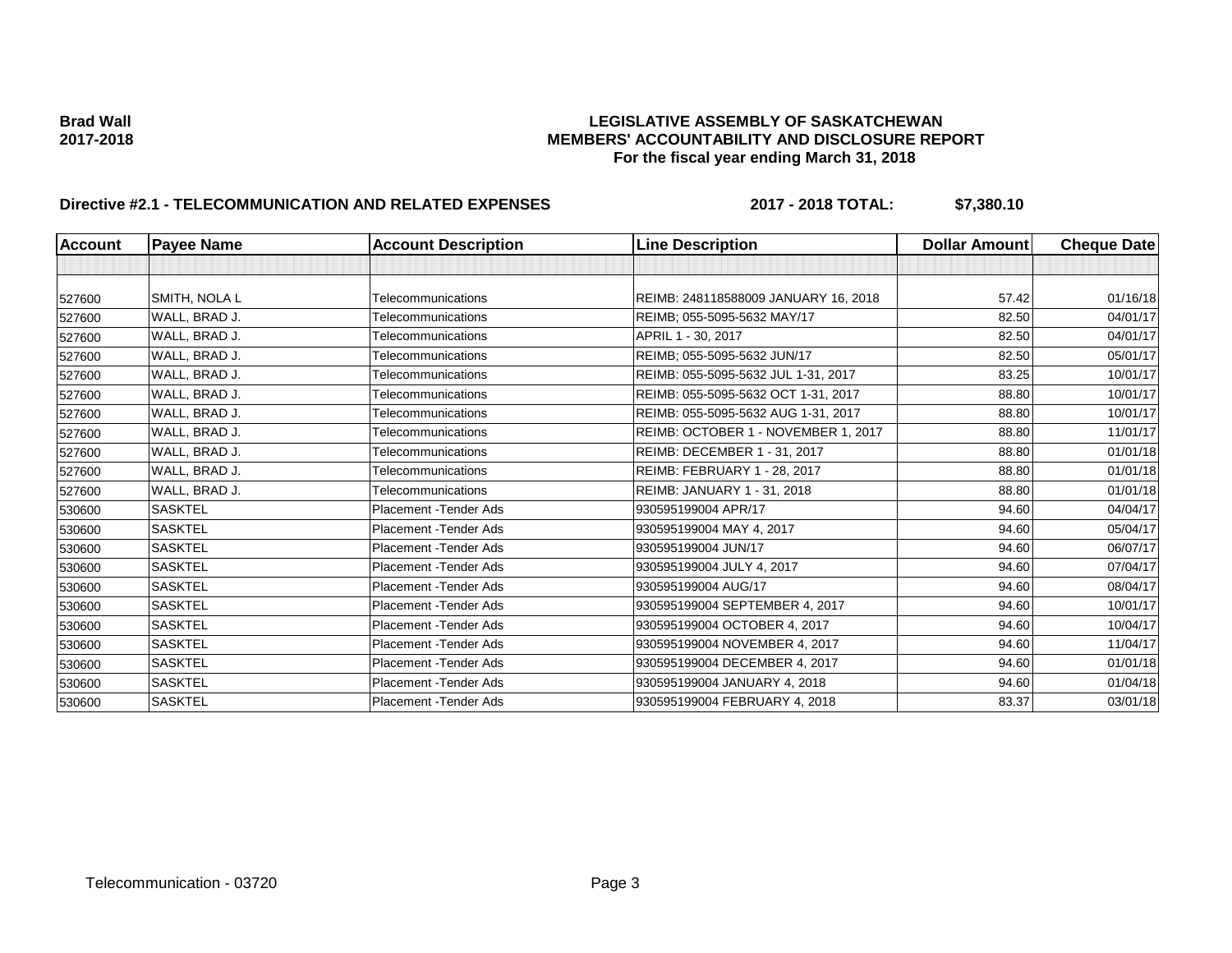**Brad Wall**
**2017-2018**

**LEGISLATIVE ASSEMBLY OF SASKATCHEWAN**
**MEMBERS' ACCOUNTABILITY AND DISCLOSURE REPORT**
**For the fiscal year ending March 31, 2018**

**Directive #2.1 - TELECOMMUNICATION AND RELATED EXPENSES** **2017 - 2018 TOTAL: $7,380.10**

| Account | Payee Name | Account Description | Line Description | Dollar Amount | Cheque Date |
|---|---|---|---|---|---|
| | | | | | |
| 527600 | SMITH, NOLA L | Telecommunications | REIMB: 248118588009 JANUARY 16, 2018 | 57.42 | 01/16/18 |
| 527600 | WALL, BRAD J. | Telecommunications | REIMB; 055-5095-5632 MAY/17 | 82.50 | 04/01/17 |
| 527600 | WALL, BRAD J. | Telecommunications | APRIL 1 - 30, 2017 | 82.50 | 04/01/17 |
| 527600 | WALL, BRAD J. | Telecommunications | REIMB; 055-5095-5632 JUN/17 | 82.50 | 05/01/17 |
| 527600 | WALL, BRAD J. | Telecommunications | REIMB: 055-5095-5632 JUL 1-31, 2017 | 83.25 | 10/01/17 |
| 527600 | WALL, BRAD J. | Telecommunications | REIMB: 055-5095-5632 OCT 1-31, 2017 | 88.80 | 10/01/17 |
| 527600 | WALL, BRAD J. | Telecommunications | REIMB: 055-5095-5632 AUG 1-31, 2017 | 88.80 | 10/01/17 |
| 527600 | WALL, BRAD J. | Telecommunications | REIMB: OCTOBER 1 - NOVEMBER 1, 2017 | 88.80 | 11/01/17 |
| 527600 | WALL, BRAD J. | Telecommunications | REIMB: DECEMBER 1 - 31, 2017 | 88.80 | 01/01/18 |
| 527600 | WALL, BRAD J. | Telecommunications | REIMB: FEBRUARY 1 - 28, 2017 | 88.80 | 01/01/18 |
| 527600 | WALL, BRAD J. | Telecommunications | REIMB: JANUARY 1 - 31, 2018 | 88.80 | 01/01/18 |
| 530600 | SASKTEL | Placement -Tender Ads | 930595199004 APR/17 | 94.60 | 04/04/17 |
| 530600 | SASKTEL | Placement -Tender Ads | 930595199004 MAY 4, 2017 | 94.60 | 05/04/17 |
| 530600 | SASKTEL | Placement -Tender Ads | 930595199004 JUN/17 | 94.60 | 06/07/17 |
| 530600 | SASKTEL | Placement -Tender Ads | 930595199004 JULY 4, 2017 | 94.60 | 07/04/17 |
| 530600 | SASKTEL | Placement -Tender Ads | 930595199004 AUG/17 | 94.60 | 08/04/17 |
| 530600 | SASKTEL | Placement -Tender Ads | 930595199004 SEPTEMBER 4, 2017 | 94.60 | 10/01/17 |
| 530600 | SASKTEL | Placement -Tender Ads | 930595199004 OCTOBER 4, 2017 | 94.60 | 10/04/17 |
| 530600 | SASKTEL | Placement -Tender Ads | 930595199004 NOVEMBER 4, 2017 | 94.60 | 11/04/17 |
| 530600 | SASKTEL | Placement -Tender Ads | 930595199004 DECEMBER 4, 2017 | 94.60 | 01/01/18 |
| 530600 | SASKTEL | Placement -Tender Ads | 930595199004 JANUARY 4, 2018 | 94.60 | 01/04/18 |
| 530600 | SASKTEL | Placement -Tender Ads | 930595199004 FEBRUARY 4, 2018 | 83.37 | 03/01/18 |

Telecommunication - 03720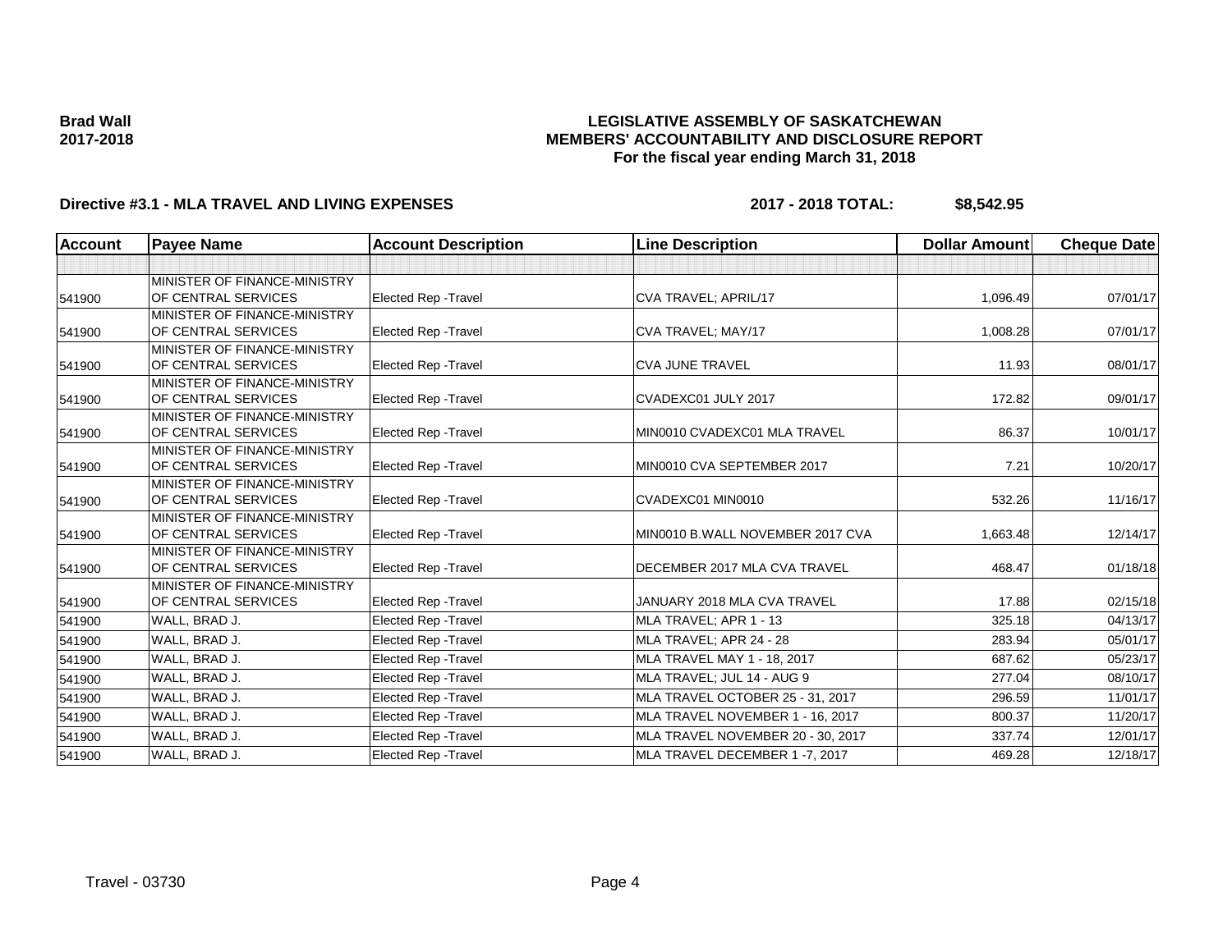**Brad Wall**
**2017-2018**

# LEGISLATIVE ASSEMBLY OF SASKATCHEWAN
## MEMBERS' ACCOUNTABILITY AND DISCLOSURE REPORT
### For the fiscal year ending March 31, 2018

**Directive #3.1 - MLA TRAVEL AND LIVING EXPENSES** **2017 - 2018 TOTAL: $8,542.95**

| Account | Payee Name | Account Description | Line Description | Dollar Amount | Cheque Date |
|---|---|---|---|---|---|
| | | | | | |
| 541900 | MINISTER OF FINANCE-MINISTRY OF CENTRAL SERVICES | Elected Rep -Travel | CVA TRAVEL; APRIL/17 | 1,096.49 | 07/01/17 |
| 541900 | MINISTER OF FINANCE-MINISTRY OF CENTRAL SERVICES | Elected Rep -Travel | CVA TRAVEL; MAY/17 | 1,008.28 | 07/01/17 |
| 541900 | MINISTER OF FINANCE-MINISTRY OF CENTRAL SERVICES | Elected Rep -Travel | CVA JUNE TRAVEL | 11.93 | 08/01/17 |
| 541900 | MINISTER OF FINANCE-MINISTRY OF CENTRAL SERVICES | Elected Rep -Travel | CVADEXC01 JULY 2017 | 172.82 | 09/01/17 |
| 541900 | MINISTER OF FINANCE-MINISTRY OF CENTRAL SERVICES | Elected Rep -Travel | MIN0010 CVADEXC01 MLA TRAVEL | 86.37 | 10/01/17 |
| 541900 | MINISTER OF FINANCE-MINISTRY OF CENTRAL SERVICES | Elected Rep -Travel | MIN0010 CVA SEPTEMBER 2017 | 7.21 | 10/20/17 |
| 541900 | MINISTER OF FINANCE-MINISTRY OF CENTRAL SERVICES | Elected Rep -Travel | CVADEXC01 MIN0010 | 532.26 | 11/16/17 |
| 541900 | MINISTER OF FINANCE-MINISTRY OF CENTRAL SERVICES | Elected Rep -Travel | MIN0010 B.WALL NOVEMBER 2017 CVA | 1,663.48 | 12/14/17 |
| 541900 | MINISTER OF FINANCE-MINISTRY OF CENTRAL SERVICES | Elected Rep -Travel | DECEMBER 2017 MLA CVA TRAVEL | 468.47 | 01/18/18 |
| 541900 | MINISTER OF FINANCE-MINISTRY OF CENTRAL SERVICES | Elected Rep -Travel | JANUARY 2018 MLA CVA TRAVEL | 17.88 | 02/15/18 |
| 541900 | WALL, BRAD J. | Elected Rep -Travel | MLA TRAVEL; APR 1 - 13 | 325.18 | 04/13/17 |
| 541900 | WALL, BRAD J. | Elected Rep -Travel | MLA TRAVEL; APR 24 - 28 | 283.94 | 05/01/17 |
| 541900 | WALL, BRAD J. | Elected Rep -Travel | MLA TRAVEL MAY 1 - 18, 2017 | 687.62 | 05/23/17 |
| 541900 | WALL, BRAD J. | Elected Rep -Travel | MLA TRAVEL; JUL 14 - AUG 9 | 277.04 | 08/10/17 |
| 541900 | WALL, BRAD J. | Elected Rep -Travel | MLA TRAVEL OCTOBER 25 - 31, 2017 | 296.59 | 11/01/17 |
| 541900 | WALL, BRAD J. | Elected Rep -Travel | MLA TRAVEL NOVEMBER 1 - 16, 2017 | 800.37 | 11/20/17 |
| 541900 | WALL, BRAD J. | Elected Rep -Travel | MLA TRAVEL NOVEMBER 20 - 30, 2017 | 337.74 | 12/01/17 |
| 541900 | WALL, BRAD J. | Elected Rep -Travel | MLA TRAVEL DECEMBER 1 -7, 2017 | 469.28 | 12/18/17 |

Travel - 03730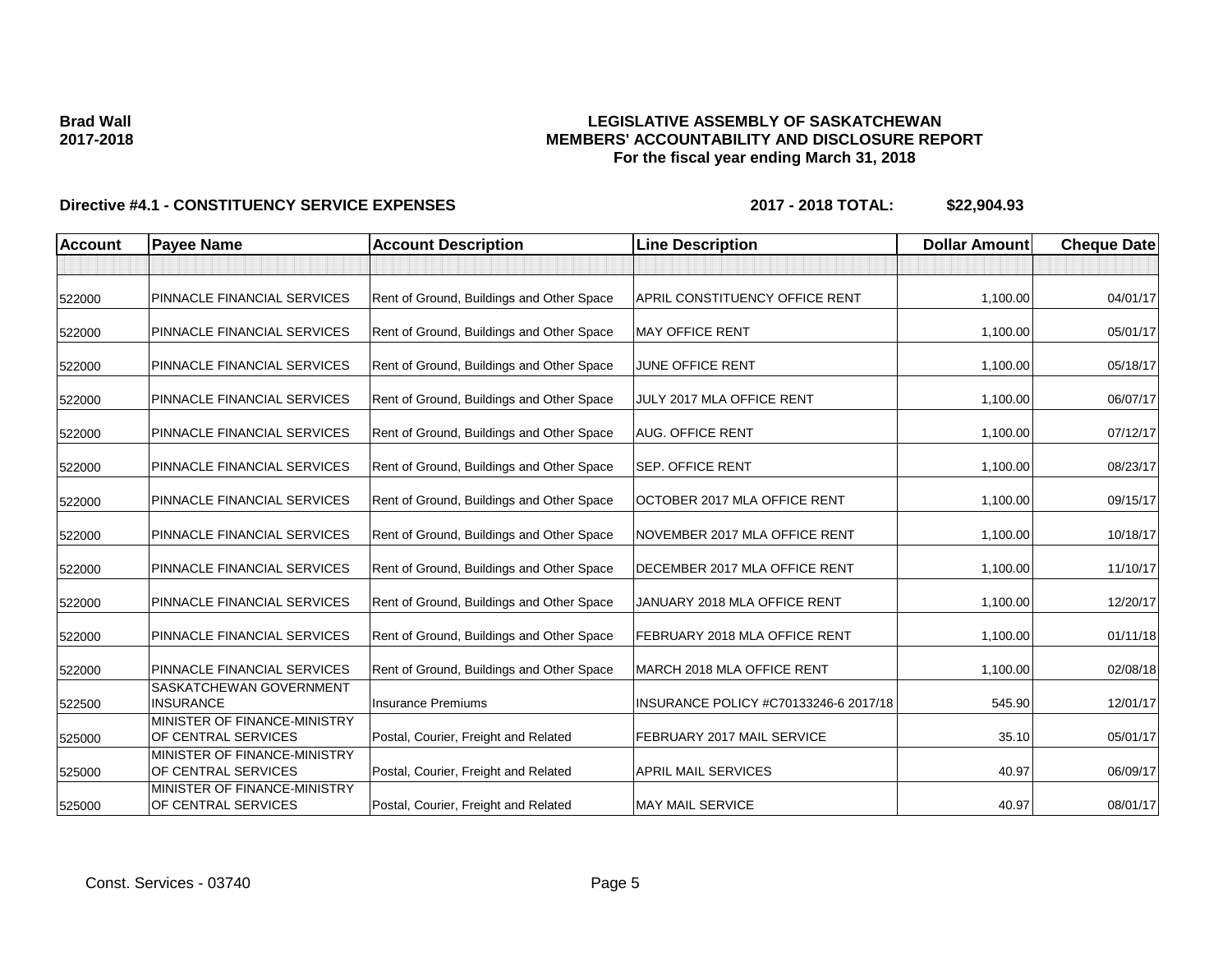**Brad Wall**
**2017-2018**

**LEGISLATIVE ASSEMBLY OF SASKATCHEWAN**
**MEMBERS' ACCOUNTABILITY AND DISCLOSURE REPORT**
**For the fiscal year ending March 31, 2018**

**Directive #4.1 - CONSTITUENCY SERVICE EXPENSES** **2017 - 2018 TOTAL: $22,904.93**

| Account | Payee Name | Account Description | Line Description | Dollar Amount | Cheque Date |
|---|---|---|---|---|---|
| | | | | | |
| 522000 | PINNACLE FINANCIAL SERVICES | Rent of Ground, Buildings and Other Space | APRIL CONSTITUENCY OFFICE RENT | 1,100.00 | 04/01/17 |
| 522000 | PINNACLE FINANCIAL SERVICES | Rent of Ground, Buildings and Other Space | MAY OFFICE RENT | 1,100.00 | 05/01/17 |
| 522000 | PINNACLE FINANCIAL SERVICES | Rent of Ground, Buildings and Other Space | JUNE OFFICE RENT | 1,100.00 | 05/18/17 |
| 522000 | PINNACLE FINANCIAL SERVICES | Rent of Ground, Buildings and Other Space | JULY 2017 MLA OFFICE RENT | 1,100.00 | 06/07/17 |
| 522000 | PINNACLE FINANCIAL SERVICES | Rent of Ground, Buildings and Other Space | AUG. OFFICE RENT | 1,100.00 | 07/12/17 |
| 522000 | PINNACLE FINANCIAL SERVICES | Rent of Ground, Buildings and Other Space | SEP. OFFICE RENT | 1,100.00 | 08/23/17 |
| 522000 | PINNACLE FINANCIAL SERVICES | Rent of Ground, Buildings and Other Space | OCTOBER 2017 MLA OFFICE RENT | 1,100.00 | 09/15/17 |
| 522000 | PINNACLE FINANCIAL SERVICES | Rent of Ground, Buildings and Other Space | NOVEMBER 2017 MLA OFFICE RENT | 1,100.00 | 10/18/17 |
| 522000 | PINNACLE FINANCIAL SERVICES | Rent of Ground, Buildings and Other Space | DECEMBER 2017 MLA OFFICE RENT | 1,100.00 | 11/10/17 |
| 522000 | PINNACLE FINANCIAL SERVICES | Rent of Ground, Buildings and Other Space | JANUARY 2018 MLA OFFICE RENT | 1,100.00 | 12/20/17 |
| 522000 | PINNACLE FINANCIAL SERVICES | Rent of Ground, Buildings and Other Space | FEBRUARY 2018 MLA OFFICE RENT | 1,100.00 | 01/11/18 |
| 522000 | PINNACLE FINANCIAL SERVICES | Rent of Ground, Buildings and Other Space | MARCH 2018 MLA OFFICE RENT | 1,100.00 | 02/08/18 |
| 522500 | SASKATCHEWAN GOVERNMENT INSURANCE | Insurance Premiums | INSURANCE POLICY #C70133246-6 2017/18 | 545.90 | 12/01/17 |
| 525000 | MINISTER OF FINANCE-MINISTRY OF CENTRAL SERVICES | Postal, Courier, Freight and Related | FEBRUARY 2017 MAIL SERVICE | 35.10 | 05/01/17 |
| 525000 | MINISTER OF FINANCE-MINISTRY OF CENTRAL SERVICES | Postal, Courier, Freight and Related | APRIL MAIL SERVICES | 40.97 | 06/09/17 |
| 525000 | MINISTER OF FINANCE-MINISTRY OF CENTRAL SERVICES | Postal, Courier, Freight and Related | MAY MAIL SERVICE | 40.97 | 08/01/17 |

Const. Services - 03740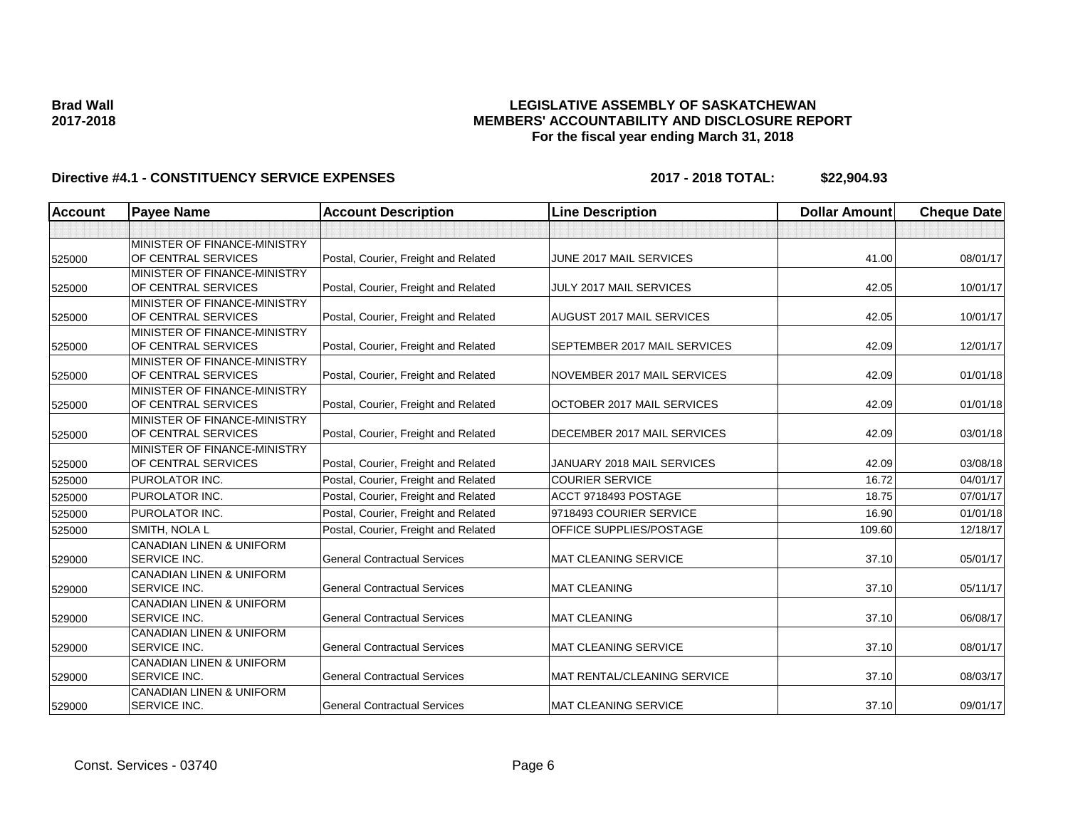**Brad Wall**
**2017-2018**

**LEGISLATIVE ASSEMBLY OF SASKATCHEWAN**
**MEMBERS' ACCOUNTABILITY AND DISCLOSURE REPORT**
**For the fiscal year ending March 31, 2018**

**Directive #4.1 - CONSTITUENCY SERVICE EXPENSES** **2017 - 2018 TOTAL: $22,904.93**

| Account | Payee Name | Account Description | Line Description | Dollar Amount | Cheque Date |
|---|---|---|---|---|---|
| | | | | | |
| 525000 | MINISTER OF FINANCE-MINISTRY OF CENTRAL SERVICES | Postal, Courier, Freight and Related | JUNE 2017 MAIL SERVICES | 41.00 | 08/01/17 |
| 525000 | MINISTER OF FINANCE-MINISTRY OF CENTRAL SERVICES | Postal, Courier, Freight and Related | JULY 2017 MAIL SERVICES | 42.05 | 10/01/17 |
| 525000 | MINISTER OF FINANCE-MINISTRY OF CENTRAL SERVICES | Postal, Courier, Freight and Related | AUGUST 2017 MAIL SERVICES | 42.05 | 10/01/17 |
| 525000 | MINISTER OF FINANCE-MINISTRY OF CENTRAL SERVICES | Postal, Courier, Freight and Related | SEPTEMBER 2017 MAIL SERVICES | 42.09 | 12/01/17 |
| 525000 | MINISTER OF FINANCE-MINISTRY OF CENTRAL SERVICES | Postal, Courier, Freight and Related | NOVEMBER 2017 MAIL SERVICES | 42.09 | 01/01/18 |
| 525000 | MINISTER OF FINANCE-MINISTRY OF CENTRAL SERVICES | Postal, Courier, Freight and Related | OCTOBER 2017 MAIL SERVICES | 42.09 | 01/01/18 |
| 525000 | MINISTER OF FINANCE-MINISTRY OF CENTRAL SERVICES | Postal, Courier, Freight and Related | DECEMBER 2017 MAIL SERVICES | 42.09 | 03/01/18 |
| 525000 | MINISTER OF FINANCE-MINISTRY OF CENTRAL SERVICES | Postal, Courier, Freight and Related | JANUARY 2018 MAIL SERVICES | 42.09 | 03/08/18 |
| 525000 | PUROLATOR INC. | Postal, Courier, Freight and Related | COURIER SERVICE | 16.72 | 04/01/17 |
| 525000 | PUROLATOR INC. | Postal, Courier, Freight and Related | ACCT 9718493 POSTAGE | 18.75 | 07/01/17 |
| 525000 | PUROLATOR INC. | Postal, Courier, Freight and Related | 9718493 COURIER SERVICE | 16.90 | 01/01/18 |
| 525000 | SMITH, NOLA L | Postal, Courier, Freight and Related | OFFICE SUPPLIES/POSTAGE | 109.60 | 12/18/17 |
| 529000 | CANADIAN LINEN & UNIFORM SERVICE INC. | General Contractual Services | MAT CLEANING SERVICE | 37.10 | 05/01/17 |
| 529000 | CANADIAN LINEN & UNIFORM SERVICE INC. | General Contractual Services | MAT CLEANING | 37.10 | 05/11/17 |
| 529000 | CANADIAN LINEN & UNIFORM SERVICE INC. | General Contractual Services | MAT CLEANING | 37.10 | 06/08/17 |
| 529000 | CANADIAN LINEN & UNIFORM SERVICE INC. | General Contractual Services | MAT CLEANING SERVICE | 37.10 | 08/01/17 |
| 529000 | CANADIAN LINEN & UNIFORM SERVICE INC. | General Contractual Services | MAT RENTAL/CLEANING SERVICE | 37.10 | 08/03/17 |
| 529000 | CANADIAN LINEN & UNIFORM SERVICE INC. | General Contractual Services | MAT CLEANING SERVICE | 37.10 | 09/01/17 |

Const. Services - 03740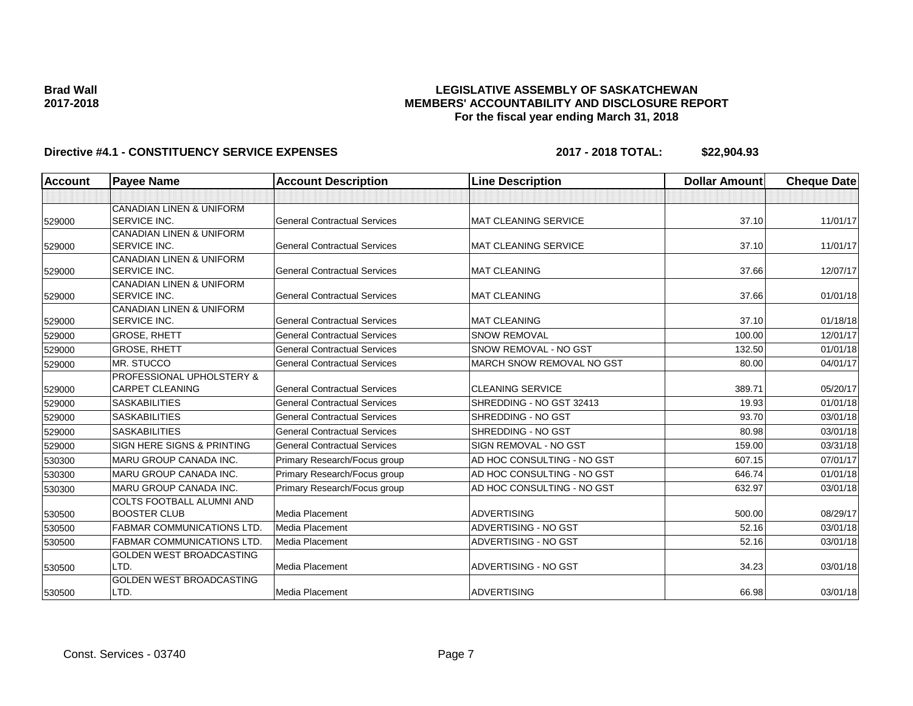**Brad Wall**
**2017-2018**

# LEGISLATIVE ASSEMBLY OF SASKATCHEWAN
## MEMBERS' ACCOUNTABILITY AND DISCLOSURE REPORT
### For the fiscal year ending March 31, 2018

**Directive #4.1 - CONSTITUENCY SERVICE EXPENSES** **2017 - 2018 TOTAL: $22,904.93**

| Account | Payee Name | Account Description | Line Description | Dollar Amount | Cheque Date |
|---|---|---|---|---|---|
| | | | | | |
| 529000 | CANADIAN LINEN & UNIFORM SERVICE INC. | General Contractual Services | MAT CLEANING SERVICE | 37.10 | 11/01/17 |
| 529000 | CANADIAN LINEN & UNIFORM SERVICE INC. | General Contractual Services | MAT CLEANING SERVICE | 37.10 | 11/01/17 |
| 529000 | CANADIAN LINEN & UNIFORM SERVICE INC. | General Contractual Services | MAT CLEANING | 37.66 | 12/07/17 |
| 529000 | CANADIAN LINEN & UNIFORM SERVICE INC. | General Contractual Services | MAT CLEANING | 37.66 | 01/01/18 |
| 529000 | CANADIAN LINEN & UNIFORM SERVICE INC. | General Contractual Services | MAT CLEANING | 37.10 | 01/18/18 |
| 529000 | GROSE, RHETT | General Contractual Services | SNOW REMOVAL | 100.00 | 12/01/17 |
| 529000 | GROSE, RHETT | General Contractual Services | SNOW REMOVAL - NO GST | 132.50 | 01/01/18 |
| 529000 | MR. STUCCO | General Contractual Services | MARCH SNOW REMOVAL NO GST | 80.00 | 04/01/17 |
| 529000 | PROFESSIONAL UPHOLSTERY & CARPET CLEANING | General Contractual Services | CLEANING SERVICE | 389.71 | 05/20/17 |
| 529000 | SASKABILITIES | General Contractual Services | SHREDDING - NO GST 32413 | 19.93 | 01/01/18 |
| 529000 | SASKABILITIES | General Contractual Services | SHREDDING - NO GST | 93.70 | 03/01/18 |
| 529000 | SASKABILITIES | General Contractual Services | SHREDDING - NO GST | 80.98 | 03/01/18 |
| 529000 | SIGN HERE SIGNS & PRINTING | General Contractual Services | SIGN REMOVAL - NO GST | 159.00 | 03/31/18 |
| 530300 | MARU GROUP CANADA INC. | Primary Research/Focus group | AD HOC CONSULTING - NO GST | 607.15 | 07/01/17 |
| 530300 | MARU GROUP CANADA INC. | Primary Research/Focus group | AD HOC CONSULTING - NO GST | 646.74 | 01/01/18 |
| 530300 | MARU GROUP CANADA INC. | Primary Research/Focus group | AD HOC CONSULTING - NO GST | 632.97 | 03/01/18 |
| 530500 | COLTS FOOTBALL ALUMNI AND BOOSTER CLUB | Media Placement | ADVERTISING | 500.00 | 08/29/17 |
| 530500 | FABMAR COMMUNICATIONS LTD. | Media Placement | ADVERTISING - NO GST | 52.16 | 03/01/18 |
| 530500 | FABMAR COMMUNICATIONS LTD. | Media Placement | ADVERTISING - NO GST | 52.16 | 03/01/18 |
| 530500 | GOLDEN WEST BROADCASTING LTD. | Media Placement | ADVERTISING - NO GST | 34.23 | 03/01/18 |
| 530500 | GOLDEN WEST BROADCASTING LTD. | Media Placement | ADVERTISING | 66.98 | 03/01/18 |

Const. Services - 03740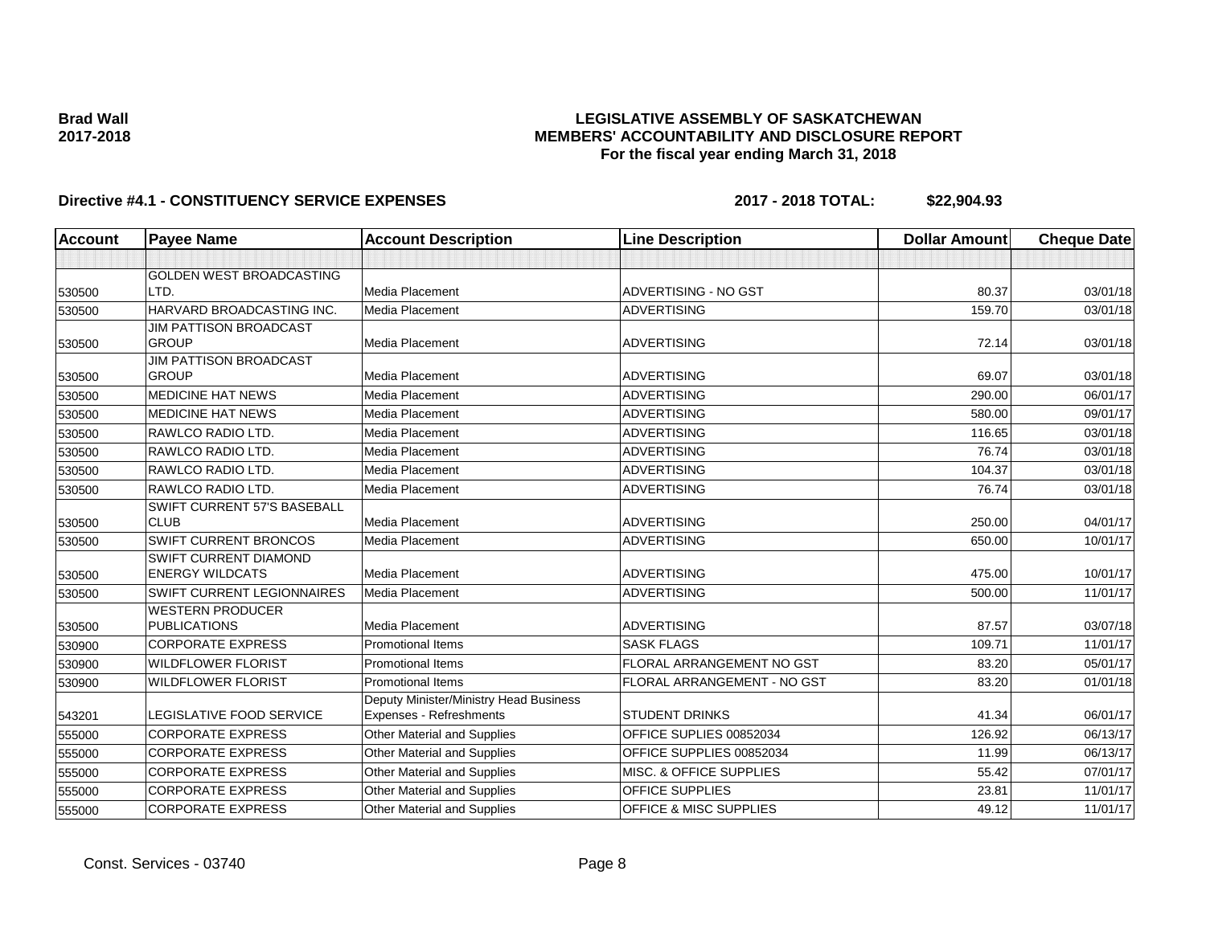**Brad Wall**
**2017-2018**

# LEGISLATIVE ASSEMBLY OF SASKATCHEWAN
## MEMBERS' ACCOUNTABILITY AND DISCLOSURE REPORT
### For the fiscal year ending March 31, 2018

**Directive #4.1 - CONSTITUENCY SERVICE EXPENSES** **2017 - 2018 TOTAL: $22,904.93**

| Account | Payee Name | Account Description | Line Description | Dollar Amount | Cheque Date |
|---|---|---|---|---|---|
| | | | | | |
| 530500 | GOLDEN WEST BROADCASTING LTD. | Media Placement | ADVERTISING - NO GST | 80.37 | 03/01/18 |
| 530500 | HARVARD BROADCASTING INC. | Media Placement | ADVERTISING | 159.70 | 03/01/18 |
| 530500 | JIM PATTISON BROADCAST GROUP | Media Placement | ADVERTISING | 72.14 | 03/01/18 |
| 530500 | JIM PATTISON BROADCAST GROUP | Media Placement | ADVERTISING | 69.07 | 03/01/18 |
| 530500 | MEDICINE HAT NEWS | Media Placement | ADVERTISING | 290.00 | 06/01/17 |
| 530500 | MEDICINE HAT NEWS | Media Placement | ADVERTISING | 580.00 | 09/01/17 |
| 530500 | RAWLCO RADIO LTD. | Media Placement | ADVERTISING | 116.65 | 03/01/18 |
| 530500 | RAWLCO RADIO LTD. | Media Placement | ADVERTISING | 76.74 | 03/01/18 |
| 530500 | RAWLCO RADIO LTD. | Media Placement | ADVERTISING | 104.37 | 03/01/18 |
| 530500 | RAWLCO RADIO LTD. | Media Placement | ADVERTISING | 76.74 | 03/01/18 |
| 530500 | SWIFT CURRENT 57'S BASEBALL CLUB | Media Placement | ADVERTISING | 250.00 | 04/01/17 |
| 530500 | SWIFT CURRENT BRONCOS | Media Placement | ADVERTISING | 650.00 | 10/01/17 |
| 530500 | SWIFT CURRENT DIAMOND ENERGY WILDCATS | Media Placement | ADVERTISING | 475.00 | 10/01/17 |
| 530500 | SWIFT CURRENT LEGIONNAIRES | Media Placement | ADVERTISING | 500.00 | 11/01/17 |
| 530500 | WESTERN PRODUCER PUBLICATIONS | Media Placement | ADVERTISING | 87.57 | 03/07/18 |
| 530900 | CORPORATE EXPRESS | Promotional Items | SASK FLAGS | 109.71 | 11/01/17 |
| 530900 | WILDFLOWER FLORIST | Promotional Items | FLORAL ARRANGEMENT NO GST | 83.20 | 05/01/17 |
| 530900 | WILDFLOWER FLORIST | Promotional Items | FLORAL ARRANGEMENT - NO GST | 83.20 | 01/01/18 |
| 543201 | LEGISLATIVE FOOD SERVICE | Deputy Minister/Ministry Head Business Expenses - Refreshments | STUDENT DRINKS | 41.34 | 06/01/17 |
| 555000 | CORPORATE EXPRESS | Other Material and Supplies | OFFICE SUPLIES 00852034 | 126.92 | 06/13/17 |
| 555000 | CORPORATE EXPRESS | Other Material and Supplies | OFFICE SUPPLIES 00852034 | 11.99 | 06/13/17 |
| 555000 | CORPORATE EXPRESS | Other Material and Supplies | MISC. & OFFICE SUPPLIES | 55.42 | 07/01/17 |
| 555000 | CORPORATE EXPRESS | Other Material and Supplies | OFFICE SUPPLIES | 23.81 | 11/01/17 |
| 555000 | CORPORATE EXPRESS | Other Material and Supplies | OFFICE & MISC SUPPLIES | 49.12 | 11/01/17 |

Const. Services - 03740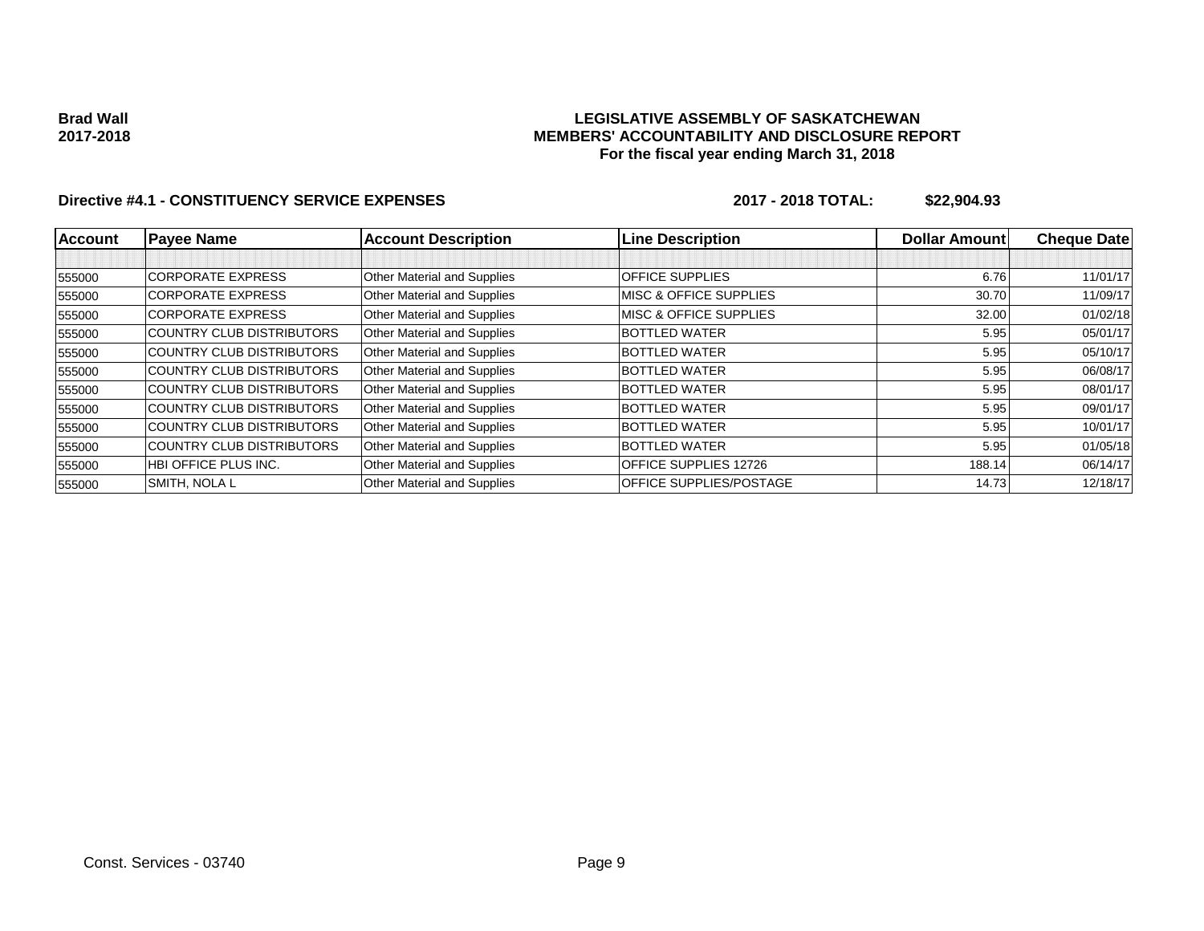**Brad Wall**
**2017-2018**

**LEGISLATIVE ASSEMBLY OF SASKATCHEWAN**
**MEMBERS' ACCOUNTABILITY AND DISCLOSURE REPORT**
**For the fiscal year ending March 31, 2018**

**Directive #4.1 - CONSTITUENCY SERVICE EXPENSES** **2017 - 2018 TOTAL: $22,904.93**

| Account | Payee Name | Account Description | Line Description | Dollar Amount | Cheque Date |
|---|---|---|---|---|---|
| | | | | | |
| 555000 | CORPORATE EXPRESS | Other Material and Supplies | OFFICE SUPPLIES | 6.76 | 11/01/17 |
| 555000 | CORPORATE EXPRESS | Other Material and Supplies | MISC & OFFICE SUPPLIES | 30.70 | 11/09/17 |
| 555000 | CORPORATE EXPRESS | Other Material and Supplies | MISC & OFFICE SUPPLIES | 32.00 | 01/02/18 |
| 555000 | COUNTRY CLUB DISTRIBUTORS | Other Material and Supplies | BOTTLED WATER | 5.95 | 05/01/17 |
| 555000 | COUNTRY CLUB DISTRIBUTORS | Other Material and Supplies | BOTTLED WATER | 5.95 | 05/10/17 |
| 555000 | COUNTRY CLUB DISTRIBUTORS | Other Material and Supplies | BOTTLED WATER | 5.95 | 06/08/17 |
| 555000 | COUNTRY CLUB DISTRIBUTORS | Other Material and Supplies | BOTTLED WATER | 5.95 | 08/01/17 |
| 555000 | COUNTRY CLUB DISTRIBUTORS | Other Material and Supplies | BOTTLED WATER | 5.95 | 09/01/17 |
| 555000 | COUNTRY CLUB DISTRIBUTORS | Other Material and Supplies | BOTTLED WATER | 5.95 | 10/01/17 |
| 555000 | COUNTRY CLUB DISTRIBUTORS | Other Material and Supplies | BOTTLED WATER | 5.95 | 01/05/18 |
| 555000 | HBI OFFICE PLUS INC. | Other Material and Supplies | OFFICE SUPPLIES 12726 | 188.14 | 06/14/17 |
| 555000 | SMITH, NOLA L | Other Material and Supplies | OFFICE SUPPLIES/POSTAGE | 14.73 | 12/18/17 |

Const. Services - 03740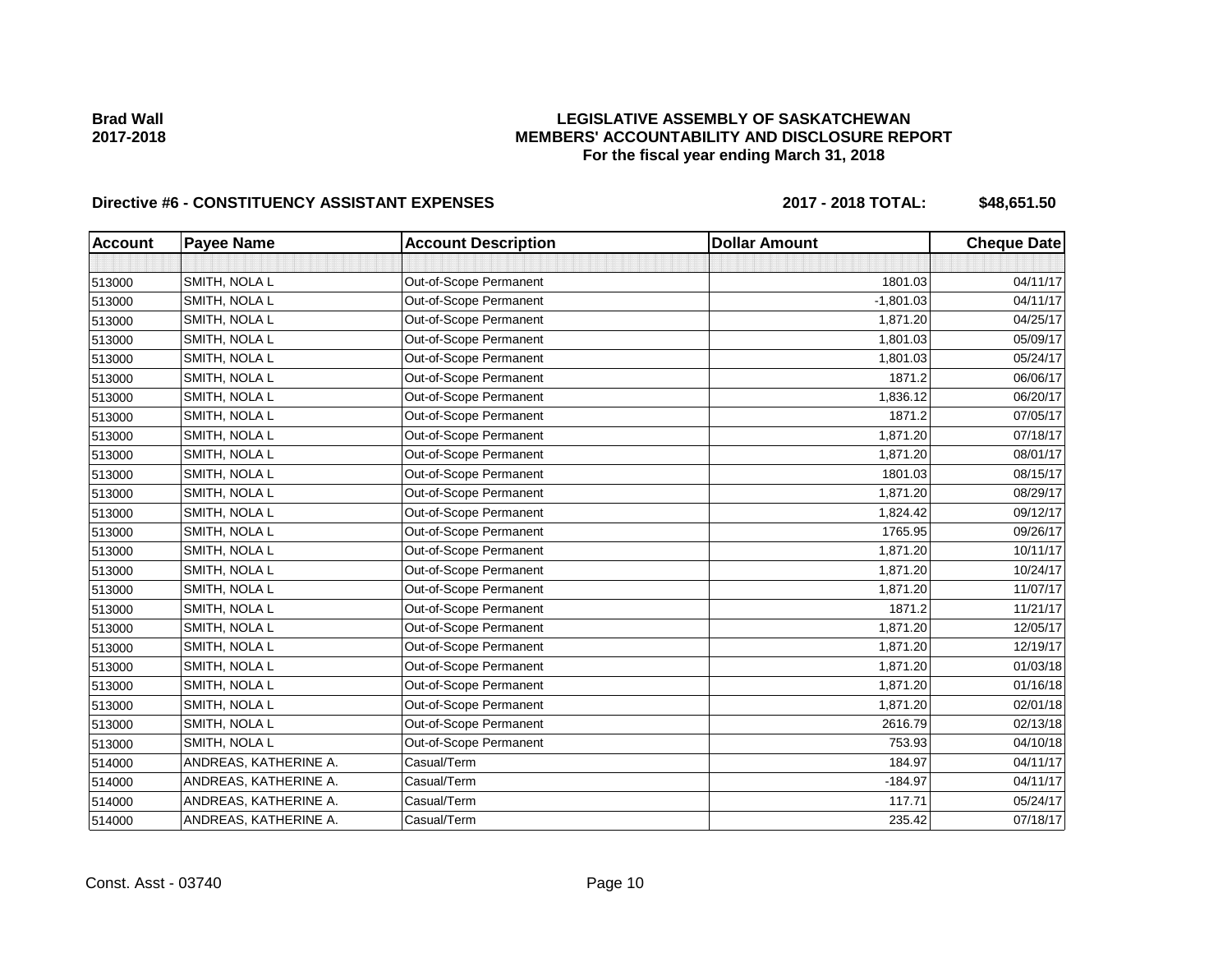**Brad Wall**
**2017-2018**

# LEGISLATIVE ASSEMBLY OF SASKATCHEWAN
## MEMBERS' ACCOUNTABILITY AND DISCLOSURE REPORT
### For the fiscal year ending March 31, 2018

**Directive #6 - CONSTITUENCY ASSISTANT EXPENSES** **2017 - 2018 TOTAL: $48,651.50**

| Account | Payee Name | Account Description | Dollar Amount | Cheque Date |
|---|---|---|---|---|
| | | | | |
| 513000 | SMITH, NOLA L | Out-of-Scope Permanent | 1801.03 | 04/11/17 |
| 513000 | SMITH, NOLA L | Out-of-Scope Permanent | -1,801.03 | 04/11/17 |
| 513000 | SMITH, NOLA L | Out-of-Scope Permanent | 1,871.20 | 04/25/17 |
| 513000 | SMITH, NOLA L | Out-of-Scope Permanent | 1,801.03 | 05/09/17 |
| 513000 | SMITH, NOLA L | Out-of-Scope Permanent | 1,801.03 | 05/24/17 |
| 513000 | SMITH, NOLA L | Out-of-Scope Permanent | 1871.2 | 06/06/17 |
| 513000 | SMITH, NOLA L | Out-of-Scope Permanent | 1,836.12 | 06/20/17 |
| 513000 | SMITH, NOLA L | Out-of-Scope Permanent | 1871.2 | 07/05/17 |
| 513000 | SMITH, NOLA L | Out-of-Scope Permanent | 1,871.20 | 07/18/17 |
| 513000 | SMITH, NOLA L | Out-of-Scope Permanent | 1,871.20 | 08/01/17 |
| 513000 | SMITH, NOLA L | Out-of-Scope Permanent | 1801.03 | 08/15/17 |
| 513000 | SMITH, NOLA L | Out-of-Scope Permanent | 1,871.20 | 08/29/17 |
| 513000 | SMITH, NOLA L | Out-of-Scope Permanent | 1,824.42 | 09/12/17 |
| 513000 | SMITH, NOLA L | Out-of-Scope Permanent | 1765.95 | 09/26/17 |
| 513000 | SMITH, NOLA L | Out-of-Scope Permanent | 1,871.20 | 10/11/17 |
| 513000 | SMITH, NOLA L | Out-of-Scope Permanent | 1,871.20 | 10/24/17 |
| 513000 | SMITH, NOLA L | Out-of-Scope Permanent | 1,871.20 | 11/07/17 |
| 513000 | SMITH, NOLA L | Out-of-Scope Permanent | 1871.2 | 11/21/17 |
| 513000 | SMITH, NOLA L | Out-of-Scope Permanent | 1,871.20 | 12/05/17 |
| 513000 | SMITH, NOLA L | Out-of-Scope Permanent | 1,871.20 | 12/19/17 |
| 513000 | SMITH, NOLA L | Out-of-Scope Permanent | 1,871.20 | 01/03/18 |
| 513000 | SMITH, NOLA L | Out-of-Scope Permanent | 1,871.20 | 01/16/18 |
| 513000 | SMITH, NOLA L | Out-of-Scope Permanent | 1,871.20 | 02/01/18 |
| 513000 | SMITH, NOLA L | Out-of-Scope Permanent | 2616.79 | 02/13/18 |
| 513000 | SMITH, NOLA L | Out-of-Scope Permanent | 753.93 | 04/10/18 |
| 514000 | ANDREAS, KATHERINE A. | Casual/Term | 184.97 | 04/11/17 |
| 514000 | ANDREAS, KATHERINE A. | Casual/Term | -184.97 | 04/11/17 |
| 514000 | ANDREAS, KATHERINE A. | Casual/Term | 117.71 | 05/24/17 |
| 514000 | ANDREAS, KATHERINE A. | Casual/Term | 235.42 | 07/18/17 |

Const. Asst - 03740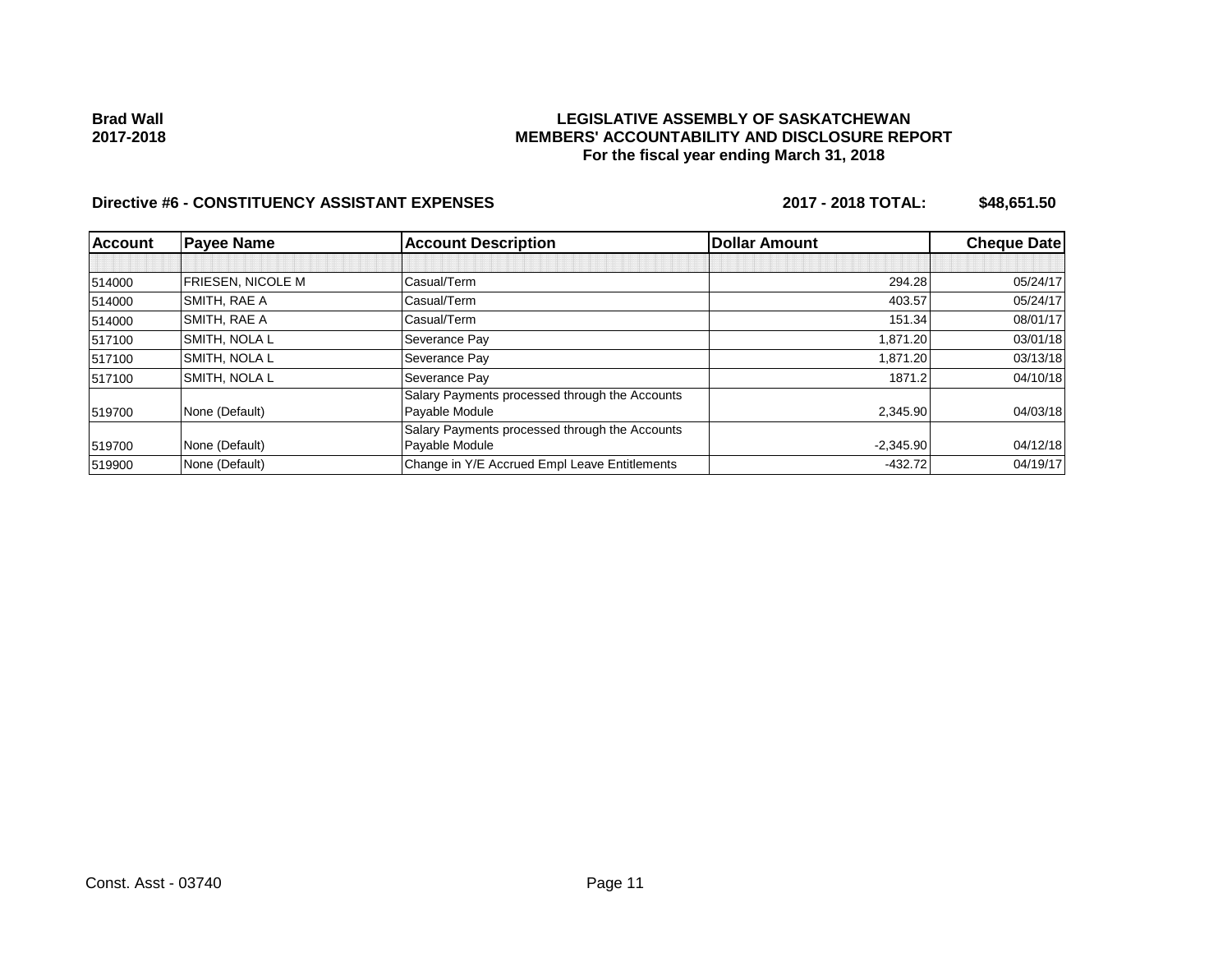**Brad Wall**
**2017-2018**

# LEGISLATIVE ASSEMBLY OF SASKATCHEWAN
## MEMBERS' ACCOUNTABILITY AND DISCLOSURE REPORT
### For the fiscal year ending March 31, 2018

**Directive #6 - CONSTITUENCY ASSISTANT EXPENSES** **2017 - 2018 TOTAL: $48,651.50**

| Account | Payee Name | Account Description | Dollar Amount | Cheque Date |
|---|---|---|---|---|
| | | | | |
| 514000 | FRIESEN, NICOLE M | Casual/Term | 294.28 | 05/24/17 |
| 514000 | SMITH, RAE A | Casual/Term | 403.57 | 05/24/17 |
| 514000 | SMITH, RAE A | Casual/Term | 151.34 | 08/01/17 |
| 517100 | SMITH, NOLA L | Severance Pay | 1,871.20 | 03/01/18 |
| 517100 | SMITH, NOLA L | Severance Pay | 1,871.20 | 03/13/18 |
| 517100 | SMITH, NOLA L | Severance Pay | 1871.2 | 04/10/18 |
| 519700 | None (Default) | Salary Payments processed through the Accounts Payable Module | 2,345.90 | 04/03/18 |
| 519700 | None (Default) | Salary Payments processed through the Accounts Payable Module | -2,345.90 | 04/12/18 |
| 519900 | None (Default) | Change in Y/E Accrued Empl Leave Entitlements | -432.72 | 04/19/17 |

Const. Asst - 03740